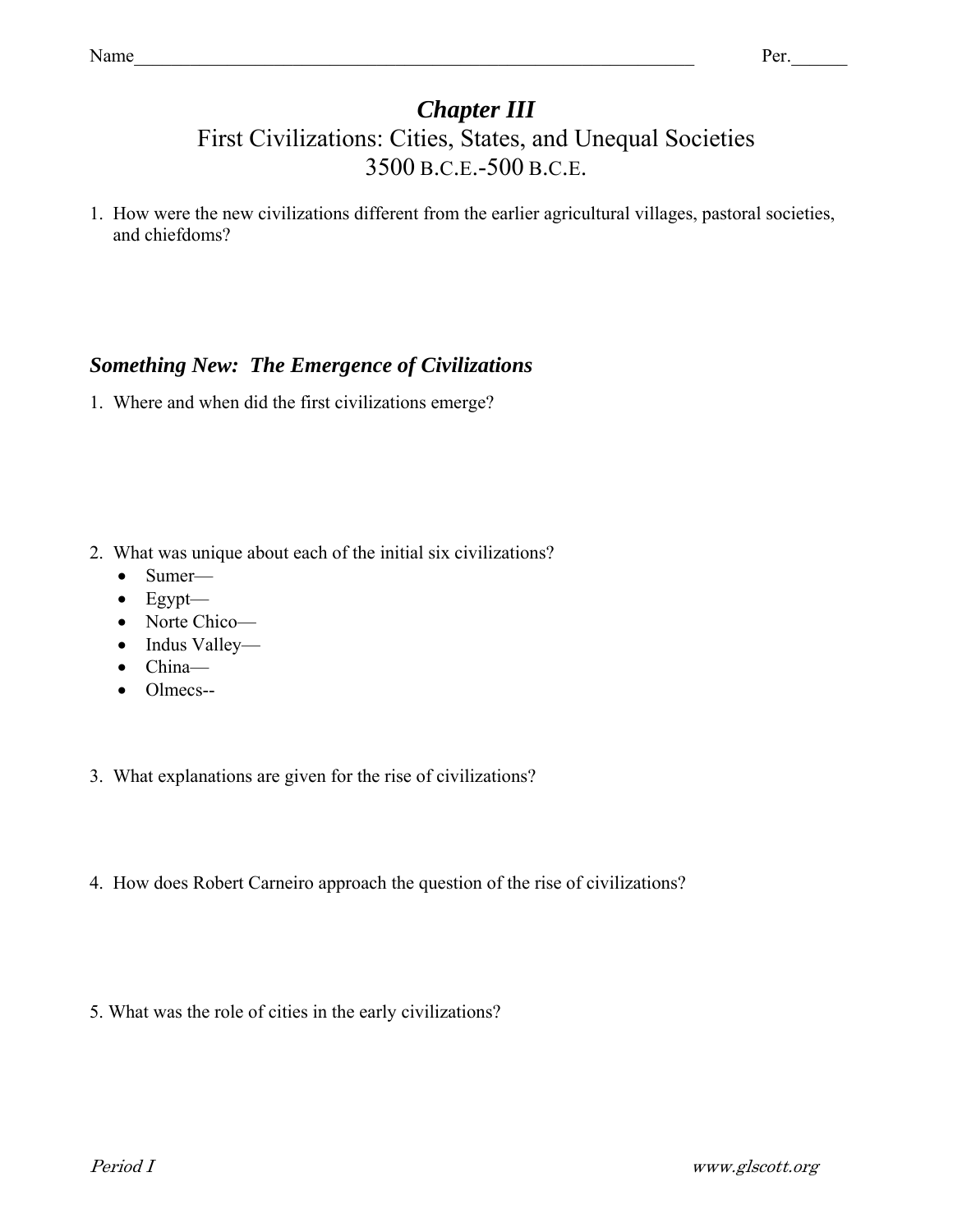Name_________________________________________________________________ Per.______

## *Chapter III*

# First Civilizations: Cities, States, and Unequal Societies 3500 B.C.E.-500 B.C.E.

1. How were the new civilizations different from the earlier agricultural villages, pastoral societies, and chiefdoms?

### *Something New: The Emergence of Civilizations*

1. Where and when did the first civilizations emerge?

2. What was unique about each of the initial six civilizations?
   - Sumer—
   - Egypt—
   - Norte Chico—
   - Indus Valley—
   - China—
   - Olmecs--

3. What explanations are given for the rise of civilizations?

4. How does Robert Carneiro approach the question of the rise of civilizations?

5. What was the role of cities in the early civilizations?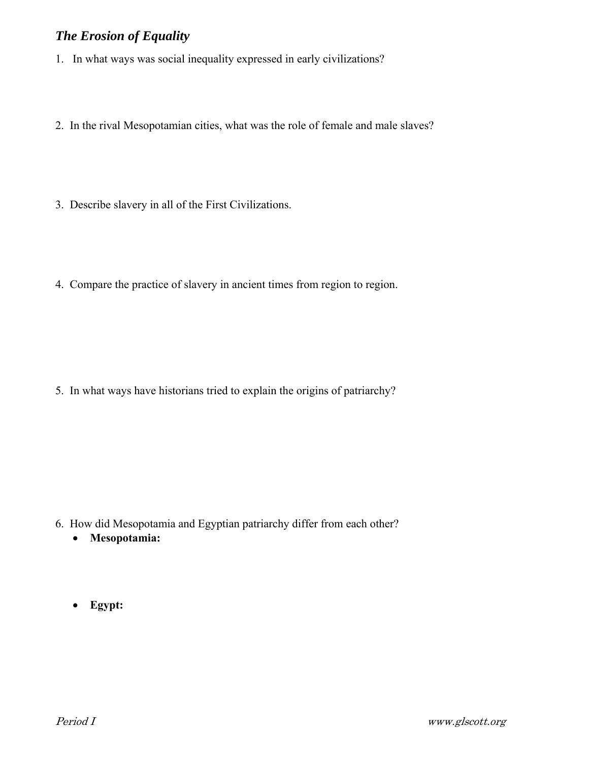## *The Erosion of Equality*

1. In what ways was social inequality expressed in early civilizations?

2. In the rival Mesopotamian cities, what was the role of female and male slaves?

3. Describe slavery in all of the First Civilizations.

4. Compare the practice of slavery in ancient times from region to region.

5. In what ways have historians tried to explain the origins of patriarchy?

6. How did Mesopotamia and Egyptian patriarchy differ from each other?
   - **Mesopotamia:**
   - **Egypt:**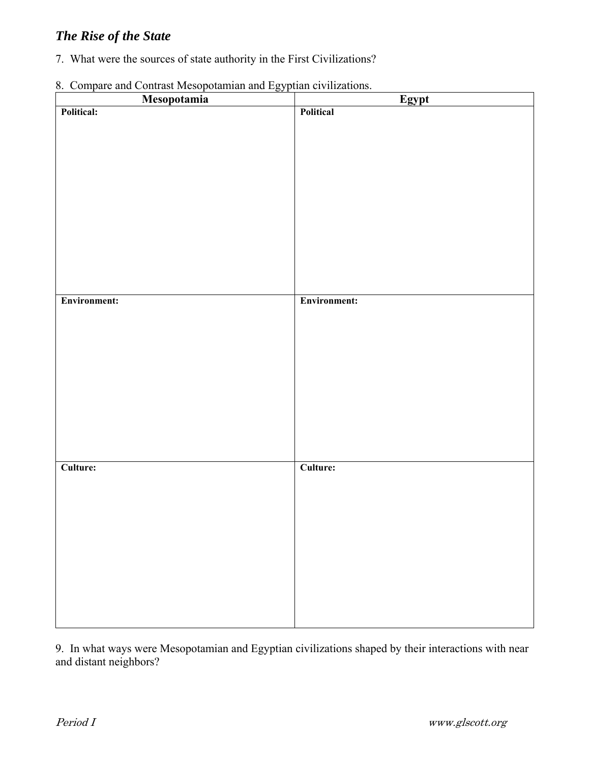## *The Rise of the State*

7. What were the sources of state authority in the First Civilizations?

8. Compare and Contrast Mesopotamian and Egyptian civilizations.

| Mesopotamia | Egypt |
| --- | --- |
| **Political:** | **Political** |
| **Environment:** | **Environment:** |
| **Culture:** | **Culture:** |

9. In what ways were Mesopotamian and Egyptian civilizations shaped by their interactions with near and distant neighbors?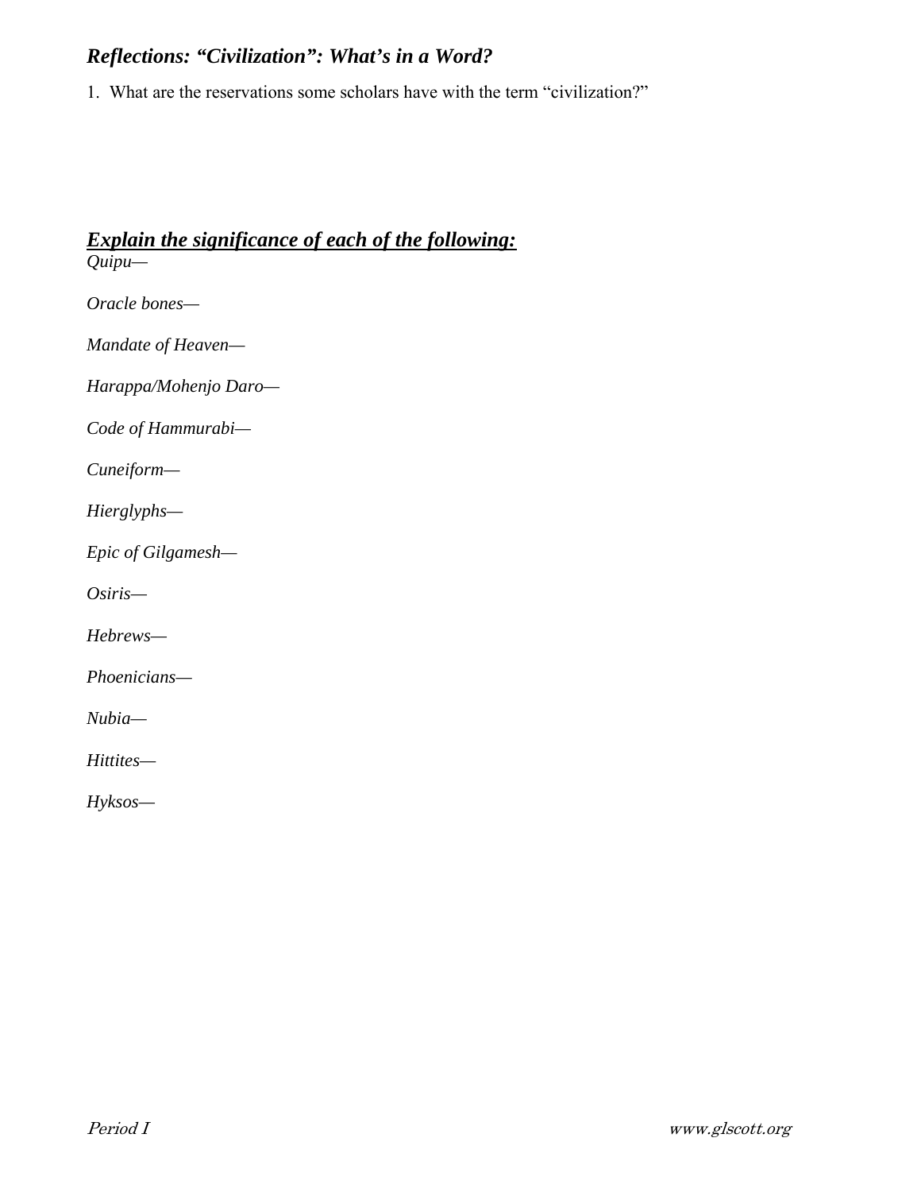## *Reflections: "Civilization": What's in a Word?*

1. What are the reservations some scholars have with the term "civilization?"

## ***Explain the significance of each of the following:***

*Quipu—*

*Oracle bones—*

*Mandate of Heaven—*

*Harappa/Mohenjo Daro—*

*Code of Hammurabi—*

*Cuneiform—*

*Hierglyphs—*

*Epic of Gilgamesh—*

*Osiris—*

*Hebrews—*

*Phoenicians—*

*Nubia—*

*Hittites—*

*Hyksos—*